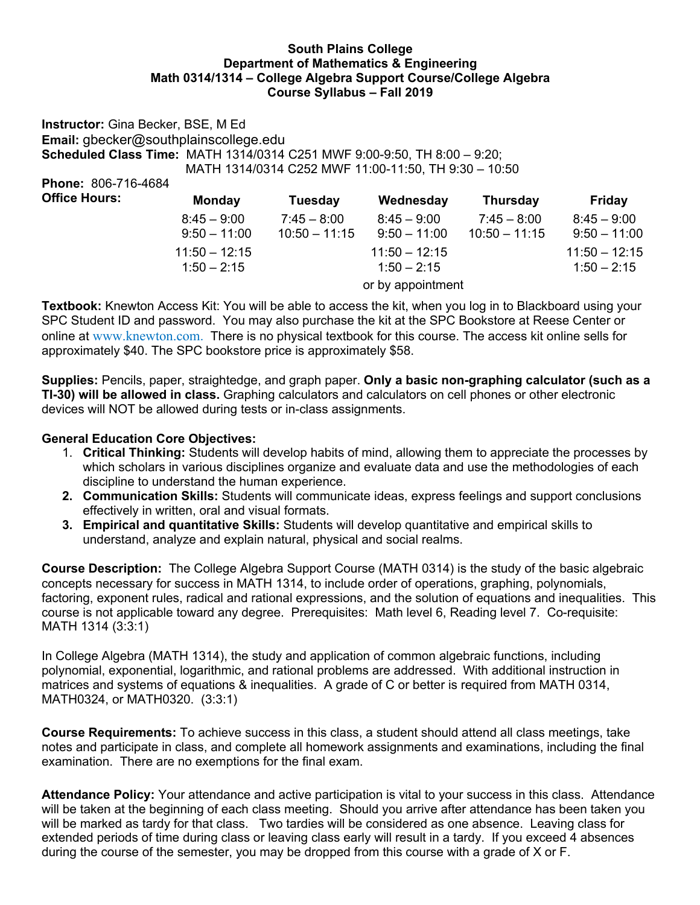**South Plains College**
**Department of Mathematics & Engineering**
**Math 0314/1314 – College Algebra Support Course/College Algebra**
**Course Syllabus – Fall 2019**

**Instructor:** Gina Becker, BSE, M Ed
**Email:** gbecker@southplainscollege.edu
**Scheduled Class Time:** MATH 1314/0314 C251 MWF 9:00-9:50, TH 8:00 – 9:20;
MATH 1314/0314 C252 MWF 11:00-11:50, TH 9:30 – 10:50
**Phone:** 806-716-4684
**Office Hours:**

| Monday | Tuesday | Wednesday | Thursday | Friday |
|---|---|---|---|---|
| 8:45 – 9:00 | 7:45 – 8:00 | 8:45 – 9:00 | 7:45 – 8:00 | 8:45 – 9:00 |
| 9:50 – 11:00 | 10:50 – 11:15 | 9:50 – 11:00 | 10:50 – 11:15 | 9:50 – 11:00 |
| 11:50 – 12:15 | | 11:50 – 12:15 | | 11:50 – 12:15 |
| 1:50 – 2:15 | | 1:50 – 2:15 | | 1:50 – 2:15 |

or by appointment

**Textbook:** Knewton Access Kit: You will be able to access the kit, when you log in to Blackboard using your SPC Student ID and password. You may also purchase the kit at the SPC Bookstore at Reese Center or online at www.knewton.com. There is no physical textbook for this course. The access kit online sells for approximately $40. The SPC bookstore price is approximately $58.

**Supplies:** Pencils, paper, straightedge, and graph paper. **Only a basic non-graphing calculator (such as a TI-30) will be allowed in class.** Graphing calculators and calculators on cell phones or other electronic devices will NOT be allowed during tests or in-class assignments.

**General Education Core Objectives:**

1. **Critical Thinking:** Students will develop habits of mind, allowing them to appreciate the processes by which scholars in various disciplines organize and evaluate data and use the methodologies of each discipline to understand the human experience.
2. **Communication Skills:** Students will communicate ideas, express feelings and support conclusions effectively in written, oral and visual formats.
3. **Empirical and quantitative Skills:** Students will develop quantitative and empirical skills to understand, analyze and explain natural, physical and social realms.

**Course Description:** The College Algebra Support Course (MATH 0314) is the study of the basic algebraic concepts necessary for success in MATH 1314, to include order of operations, graphing, polynomials, factoring, exponent rules, radical and rational expressions, and the solution of equations and inequalities. This course is not applicable toward any degree. Prerequisites: Math level 6, Reading level 7. Co-requisite: MATH 1314 (3:3:1)

In College Algebra (MATH 1314), the study and application of common algebraic functions, including polynomial, exponential, logarithmic, and rational problems are addressed. With additional instruction in matrices and systems of equations & inequalities. A grade of C or better is required from MATH 0314, MATH0324, or MATH0320. (3:3:1)

**Course Requirements:** To achieve success in this class, a student should attend all class meetings, take notes and participate in class, and complete all homework assignments and examinations, including the final examination. There are no exemptions for the final exam.

**Attendance Policy:** Your attendance and active participation is vital to your success in this class. Attendance will be taken at the beginning of each class meeting. Should you arrive after attendance has been taken you will be marked as tardy for that class. Two tardies will be considered as one absence. Leaving class for extended periods of time during class or leaving class early will result in a tardy. If you exceed 4 absences during the course of the semester, you may be dropped from this course with a grade of X or F.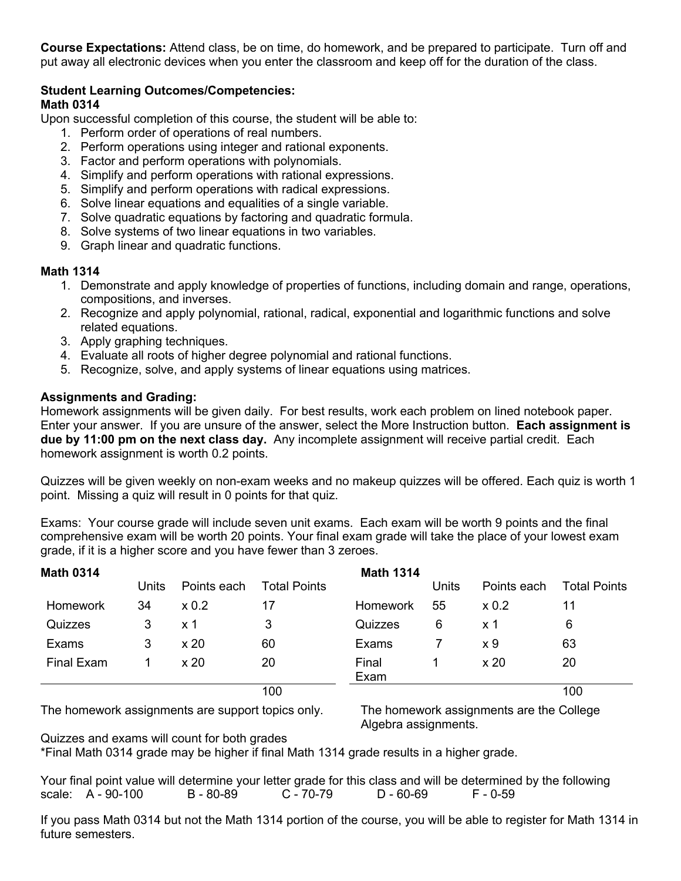**Course Expectations:** Attend class, be on time, do homework, and be prepared to participate. Turn off and put away all electronic devices when you enter the classroom and keep off for the duration of the class.

**Student Learning Outcomes/Competencies:**

**Math 0314**

Upon successful completion of this course, the student will be able to:

1. Perform order of operations of real numbers.
2. Perform operations using integer and rational exponents.
3. Factor and perform operations with polynomials.
4. Simplify and perform operations with rational expressions.
5. Simplify and perform operations with radical expressions.
6. Solve linear equations and equalities of a single variable.
7. Solve quadratic equations by factoring and quadratic formula.
8. Solve systems of two linear equations in two variables.
9. Graph linear and quadratic functions.

**Math 1314**

1. Demonstrate and apply knowledge of properties of functions, including domain and range, operations, compositions, and inverses.
2. Recognize and apply polynomial, rational, radical, exponential and logarithmic functions and solve related equations.
3. Apply graphing techniques.
4. Evaluate all roots of higher degree polynomial and rational functions.
5. Recognize, solve, and apply systems of linear equations using matrices.

**Assignments and Grading:**

Homework assignments will be given daily. For best results, work each problem on lined notebook paper. Enter your answer. If you are unsure of the answer, select the More Instruction button. **Each assignment is due by 11:00 pm on the next class day.** Any incomplete assignment will receive partial credit. Each homework assignment is worth 0.2 points.

Quizzes will be given weekly on non-exam weeks and no makeup quizzes will be offered. Each quiz is worth 1 point. Missing a quiz will result in 0 points for that quiz.

Exams: Your course grade will include seven unit exams. Each exam will be worth 9 points and the final comprehensive exam will be worth 20 points. Your final exam grade will take the place of your lowest exam grade, if it is a higher score and you have fewer than 3 zeroes.

**Math 0314**

| | Units | Points each | Total Points |
|---|---|---|---|
| Homework | 34 | x 0.2 | 17 |
| Quizzes | 3 | x 1 | 3 |
| Exams | 3 | x 20 | 60 |
| Final Exam | 1 | x 20 | 20 |
| | | | 100 |

The homework assignments are support topics only.

**Math 1314**

| | Units | Points each | Total Points |
|---|---|---|---|
| Homework | 55 | x 0.2 | 11 |
| Quizzes | 6 | x 1 | 6 |
| Exams | 7 | x 9 | 63 |
| Final Exam | 1 | x 20 | 20 |
| | | | 100 |

The homework assignments are the College Algebra assignments.

Quizzes and exams will count for both grades

*Final Math 0314 grade may be higher if final Math 1314 grade results in a higher grade.

Your final point value will determine your letter grade for this class and will be determined by the following scale: A - 90-100 B - 80-89 C - 70-79 D - 60-69 F - 0-59

If you pass Math 0314 but not the Math 1314 portion of the course, you will be able to register for Math 1314 in future semesters.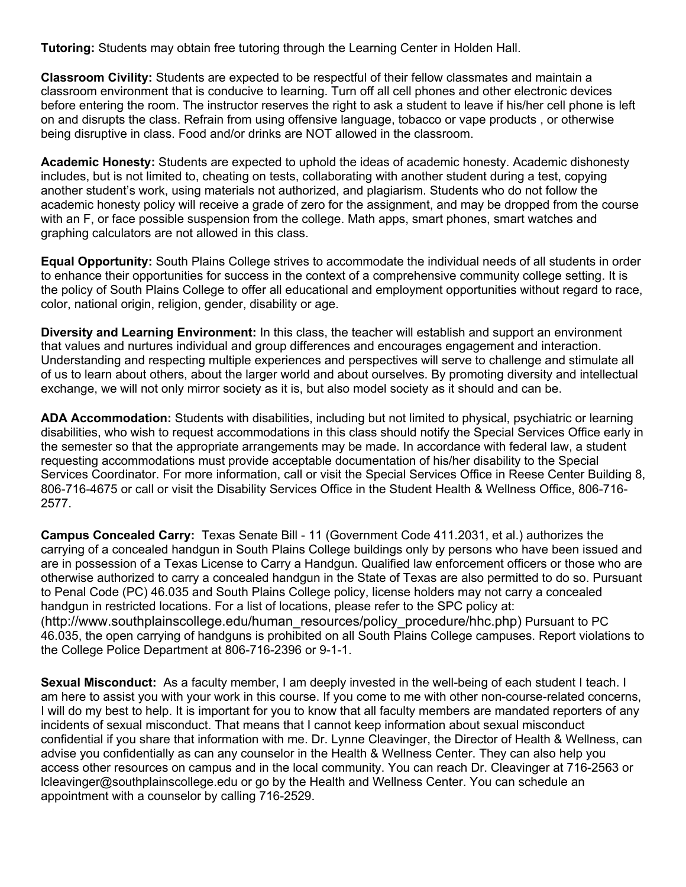**Tutoring:** Students may obtain free tutoring through the Learning Center in Holden Hall.

**Classroom Civility:** Students are expected to be respectful of their fellow classmates and maintain a classroom environment that is conducive to learning. Turn off all cell phones and other electronic devices before entering the room. The instructor reserves the right to ask a student to leave if his/her cell phone is left on and disrupts the class. Refrain from using offensive language, tobacco or vape products , or otherwise being disruptive in class. Food and/or drinks are NOT allowed in the classroom.

**Academic Honesty:** Students are expected to uphold the ideas of academic honesty. Academic dishonesty includes, but is not limited to, cheating on tests, collaborating with another student during a test, copying another student's work, using materials not authorized, and plagiarism. Students who do not follow the academic honesty policy will receive a grade of zero for the assignment, and may be dropped from the course with an F, or face possible suspension from the college. Math apps, smart phones, smart watches and graphing calculators are not allowed in this class.

**Equal Opportunity:** South Plains College strives to accommodate the individual needs of all students in order to enhance their opportunities for success in the context of a comprehensive community college setting. It is the policy of South Plains College to offer all educational and employment opportunities without regard to race, color, national origin, religion, gender, disability or age.

**Diversity and Learning Environment:** In this class, the teacher will establish and support an environment that values and nurtures individual and group differences and encourages engagement and interaction. Understanding and respecting multiple experiences and perspectives will serve to challenge and stimulate all of us to learn about others, about the larger world and about ourselves. By promoting diversity and intellectual exchange, we will not only mirror society as it is, but also model society as it should and can be.

**ADA Accommodation:** Students with disabilities, including but not limited to physical, psychiatric or learning disabilities, who wish to request accommodations in this class should notify the Special Services Office early in the semester so that the appropriate arrangements may be made. In accordance with federal law, a student requesting accommodations must provide acceptable documentation of his/her disability to the Special Services Coordinator. For more information, call or visit the Special Services Office in Reese Center Building 8, 806-716-4675 or call or visit the Disability Services Office in the Student Health & Wellness Office, 806-716-2577.

**Campus Concealed Carry:** Texas Senate Bill - 11 (Government Code 411.2031, et al.) authorizes the carrying of a concealed handgun in South Plains College buildings only by persons who have been issued and are in possession of a Texas License to Carry a Handgun. Qualified law enforcement officers or those who are otherwise authorized to carry a concealed handgun in the State of Texas are also permitted to do so. Pursuant to Penal Code (PC) 46.035 and South Plains College policy, license holders may not carry a concealed handgun in restricted locations. For a list of locations, please refer to the SPC policy at: (http://www.southplainscollege.edu/human_resources/policy_procedure/hhc.php) Pursuant to PC 46.035, the open carrying of handguns is prohibited on all South Plains College campuses. Report violations to the College Police Department at 806-716-2396 or 9-1-1.

**Sexual Misconduct:** As a faculty member, I am deeply invested in the well-being of each student I teach. I am here to assist you with your work in this course. If you come to me with other non-course-related concerns, I will do my best to help. It is important for you to know that all faculty members are mandated reporters of any incidents of sexual misconduct. That means that I cannot keep information about sexual misconduct confidential if you share that information with me. Dr. Lynne Cleavinger, the Director of Health & Wellness, can advise you confidentially as can any counselor in the Health & Wellness Center. They can also help you access other resources on campus and in the local community. You can reach Dr. Cleavinger at 716-2563 or lcleavinger@southplainscollege.edu or go by the Health and Wellness Center. You can schedule an appointment with a counselor by calling 716-2529.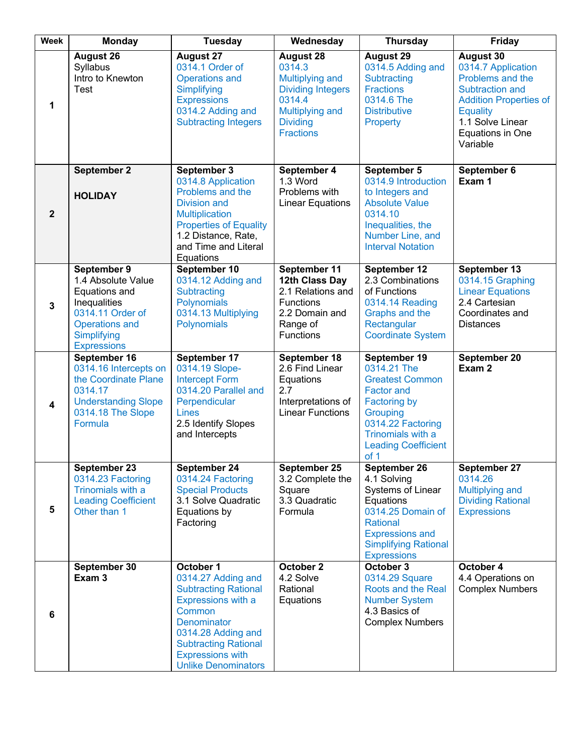| Week | Monday | Tuesday | Wednesday | Thursday | Friday |
|---|---|---|---|---|---|
| 1 | **August 26** Syllabus Intro to Knewton Test | **August 27** 0314.1 Order of Operations and Simplifying Expressions 0314.2 Adding and Subtracting Integers | **August 28** 0314.3 Multiplying and Dividing Integers 0314.4 Multiplying and Dividing Fractions | **August 29** 0314.5 Adding and Subtracting Fractions 0314.6 The Distributive Property | **August 30** 0314.7 Application Problems and the Subtraction and Addition Properties of Equality 1.1 Solve Linear Equations in One Variable |
| 2 | **September 2** **HOLIDAY** | **September 3** 0314.8 Application Problems and the Division and Multiplication Properties of Equality 1.2 Distance, Rate, and Time and Literal Equations | **September 4** 1.3 Word Problems with Linear Equations | **September 5** 0314.9 Introduction to Integers and Absolute Value 0314.10 Inequalities, the Number Line, and Interval Notation | **September 6** **Exam 1** |
| 3 | **September 9** 1.4 Absolute Value Equations and Inequalities 0314.11 Order of Operations and Simplifying Expressions | **September 10** 0314.12 Adding and Subtracting Polynomials 0314.13 Multiplying Polynomials | **September 11** **12th Class Day** 2.1 Relations and Functions 2.2 Domain and Range of Functions | **September 12** 2.3 Combinations of Functions 0314.14 Reading Graphs and the Rectangular Coordinate System | **September 13** 0314.15 Graphing Linear Equations 2.4 Cartesian Coordinates and Distances |
| 4 | **September 16** 0314.16 Intercepts on the Coordinate Plane 0314.17 Understanding Slope 0314.18 The Slope Formula | **September 17** 0314.19 Slope-Intercept Form 0314.20 Parallel and Perpendicular Lines 2.5 Identify Slopes and Intercepts | **September 18** 2.6 Find Linear Equations 2.7 Interpretations of Linear Functions | **September 19** 0314.21 The Greatest Common Factor and Factoring by Grouping 0314.22 Factoring Trinomials with a Leading Coefficient of 1 | **September 20** **Exam 2** |
| 5 | **September 23** 0314.23 Factoring Trinomials with a Leading Coefficient Other than 1 | **September 24** 0314.24 Factoring Special Products 3.1 Solve Quadratic Equations by Factoring | **September 25** 3.2 Complete the Square 3.3 Quadratic Formula | **September 26** 4.1 Solving Systems of Linear Equations 0314.25 Domain of Rational Expressions and Simplifying Rational Expressions | **September 27** 0314.26 Multiplying and Dividing Rational Expressions |
| 6 | **September 30** **Exam 3** | **October 1** 0314.27 Adding and Subtracting Rational Expressions with a Common Denominator 0314.28 Adding and Subtracting Rational Expressions with Unlike Denominators | **October 2** 4.2 Solve Rational Equations | **October 3** 0314.29 Square Roots and the Real Number System 4.3 Basics of Complex Numbers | **October 4** 4.4 Operations on Complex Numbers |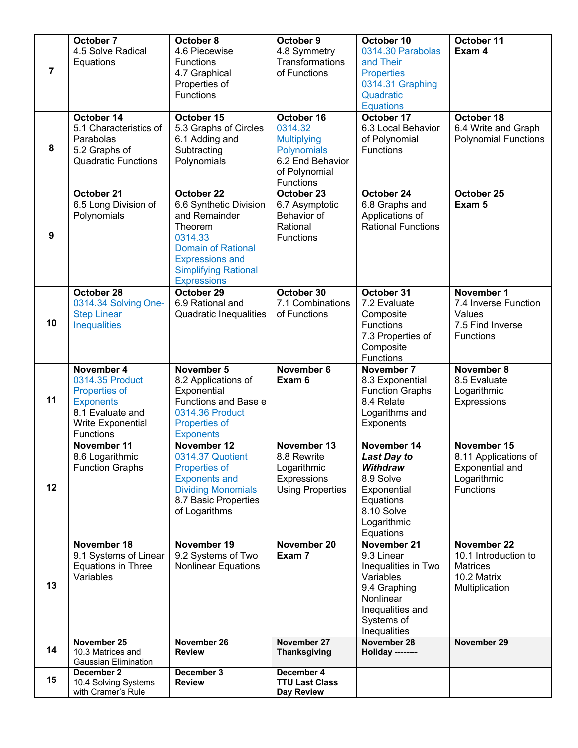| | | | | | |
|---|---|---|---|---|---|
| 7 | **October 7**<br>4.5 Solve Radical Equations | **October 8**<br>4.6 Piecewise Functions<br>4.7 Graphical Properties of Functions | **October 9**<br>4.8 Symmetry Transformations of Functions | **October 10**<br>0314.30 Parabolas and Their Properties<br>0314.31 Graphing Quadratic Equations | **October 11**<br>**Exam 4** |
| 8 | **October 14**<br>5.1 Characteristics of Parabolas<br>5.2 Graphs of Quadratic Functions | **October 15**<br>5.3 Graphs of Circles<br>6.1 Adding and Subtracting Polynomials | **October 16**<br>0314.32 Multiplying Polynomials<br>6.2 End Behavior of Polynomial Functions | **October 17**<br>6.3 Local Behavior of Polynomial Functions | **October 18**<br>6.4 Write and Graph Polynomial Functions |
| 9 | **October 21**<br>6.5 Long Division of Polynomials | **October 22**<br>6.6 Synthetic Division and Remainder Theorem<br>0314.33 Domain of Rational Expressions and Simplifying Rational Expressions | **October 23**<br>6.7 Asymptotic Behavior of Rational Functions | **October 24**<br>6.8 Graphs and Applications of Rational Functions | **October 25**<br>**Exam 5** |
| 10 | **October 28**<br>0314.34 Solving One-Step Linear Inequalities | **October 29**<br>6.9 Rational and Quadratic Inequalities | **October 30**<br>7.1 Combinations of Functions | **October 31**<br>7.2 Evaluate Composite Functions<br>7.3 Properties of Composite Functions | **November 1**<br>7.4 Inverse Function Values<br>7.5 Find Inverse Functions |
| 11 | **November 4**<br>0314.35 Product Properties of Exponents<br>8.1 Evaluate and Write Exponential Functions | **November 5**<br>8.2 Applications of Exponential Functions and Base e<br>0314.36 Product Properties of Exponents | **November 6**<br>**Exam 6** | **November 7**<br>8.3 Exponential Function Graphs<br>8.4 Relate Logarithms and Exponents | **November 8**<br>8.5 Evaluate Logarithmic Expressions |
| 12 | **November 11**<br>8.6 Logarithmic Function Graphs | **November 12**<br>0314.37 Quotient Properties of Exponents and Dividing Monomials<br>8.7 Basic Properties of Logarithms | **November 13**<br>8.8 Rewrite Logarithmic Expressions Using Properties | **November 14**<br>***Last Day to Withdraw***<br>8.9 Solve Exponential Equations<br>8.10 Solve Logarithmic Equations | **November 15**<br>8.11 Applications of Exponential and Logarithmic Functions |
| 13 | **November 18**<br>9.1 Systems of Linear Equations in Three Variables | **November 19**<br>9.2 Systems of Two Nonlinear Equations | **November 20**<br>**Exam 7** | **November 21**<br>9.3 Linear Inequalities in Two Variables<br>9.4 Graphing Nonlinear Inequalities and Systems of Inequalities | **November 22**<br>10.1 Introduction to Matrices<br>10.2 Matrix Multiplication |
| 14 | **November 25**<br>10.3 Matrices and Gaussian Elimination | **November 26**<br>**Review** | **November 27**<br>**Thanksgiving** | **November 28**<br>**Holiday --------** | **November 29** |
| 15 | **December 2**<br>10.4 Solving Systems with Cramer's Rule | **December 3**<br>**Review** | **December 4**<br>**TTU Last Class Day Review** | | |